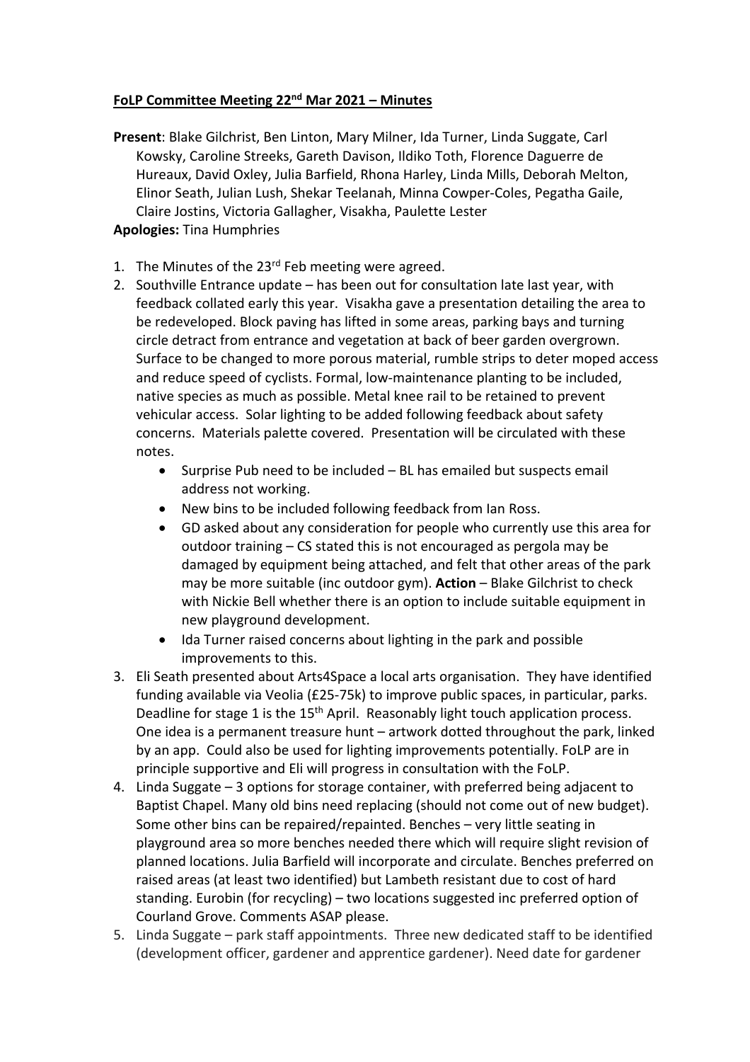**FoLP Committee Meeting 22nd Mar 2021 – Minutes**

**Present**: Blake Gilchrist, Ben Linton, Mary Milner, Ida Turner, Linda Suggate, Carl Kowsky, Caroline Streeks, Gareth Davison, Ildiko Toth, Florence Daguerre de Hureaux, David Oxley, Julia Barfield, Rhona Harley, Linda Mills, Deborah Melton, Elinor Seath, Julian Lush, Shekar Teelanah, Minna Cowper-Coles, Pegatha Gaile, Claire Jostins, Victoria Gallagher, Visakha, Paulette Lester

**Apologies:** Tina Humphries

1. The Minutes of the 23rd Feb meeting were agreed.
2. Southville Entrance update – has been out for consultation late last year, with feedback collated early this year. Visakha gave a presentation detailing the area to be redeveloped. Block paving has lifted in some areas, parking bays and turning circle detract from entrance and vegetation at back of beer garden overgrown. Surface to be changed to more porous material, rumble strips to deter moped access and reduce speed of cyclists. Formal, low-maintenance planting to be included, native species as much as possible. Metal knee rail to be retained to prevent vehicular access. Solar lighting to be added following feedback about safety concerns. Materials palette covered. Presentation will be circulated with these notes.
   - Surprise Pub need to be included – BL has emailed but suspects email address not working.
   - New bins to be included following feedback from Ian Ross.
   - GD asked about any consideration for people who currently use this area for outdoor training – CS stated this is not encouraged as pergola may be damaged by equipment being attached, and felt that other areas of the park may be more suitable (inc outdoor gym). **Action** – Blake Gilchrist to check with Nickie Bell whether there is an option to include suitable equipment in new playground development.
   - Ida Turner raised concerns about lighting in the park and possible improvements to this.
3. Eli Seath presented about Arts4Space a local arts organisation. They have identified funding available via Veolia (£25-75k) to improve public spaces, in particular, parks. Deadline for stage 1 is the 15th April. Reasonably light touch application process. One idea is a permanent treasure hunt – artwork dotted throughout the park, linked by an app. Could also be used for lighting improvements potentially. FoLP are in principle supportive and Eli will progress in consultation with the FoLP.
4. Linda Suggate – 3 options for storage container, with preferred being adjacent to Baptist Chapel. Many old bins need replacing (should not come out of new budget). Some other bins can be repaired/repainted. Benches – very little seating in playground area so more benches needed there which will require slight revision of planned locations. Julia Barfield will incorporate and circulate. Benches preferred on raised areas (at least two identified) but Lambeth resistant due to cost of hard standing. Eurobin (for recycling) – two locations suggested inc preferred option of Courland Grove. Comments ASAP please.
5. Linda Suggate – park staff appointments. Three new dedicated staff to be identified (development officer, gardener and apprentice gardener). Need date for gardener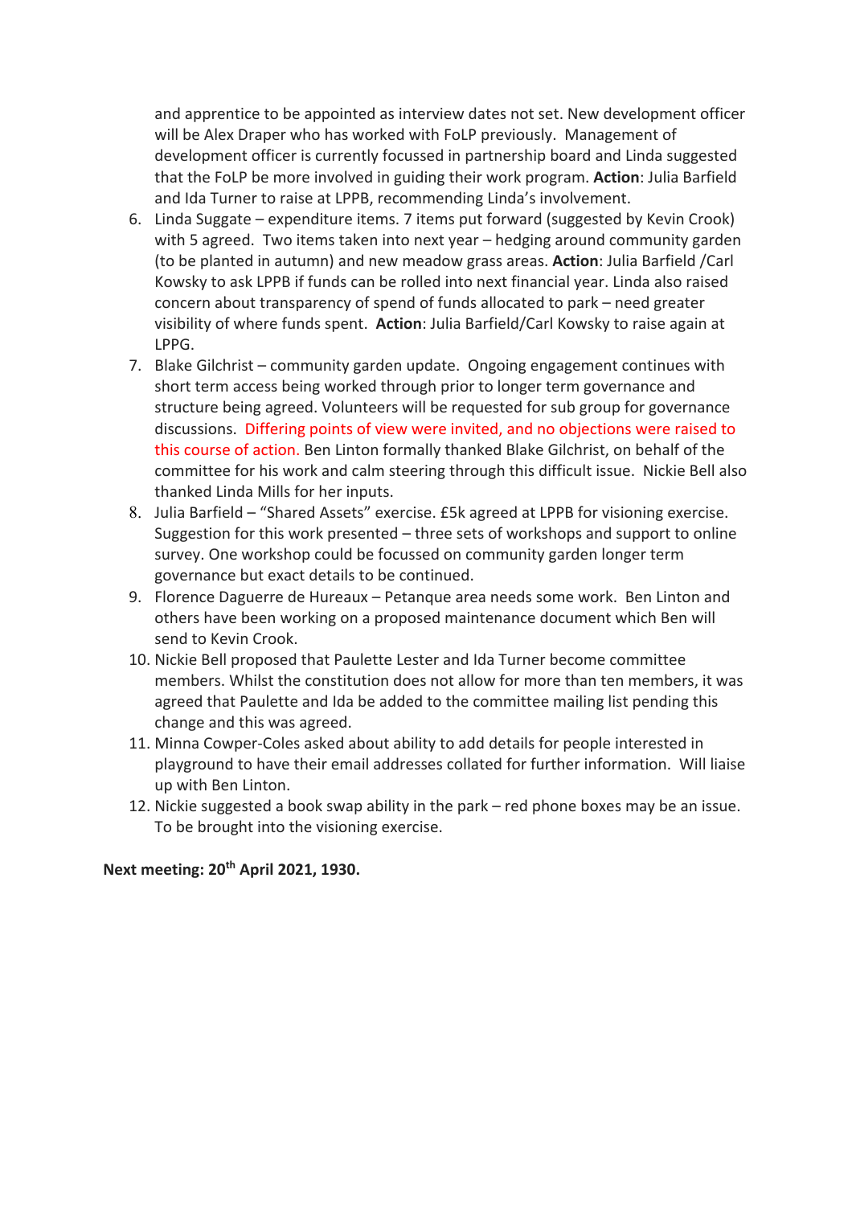and apprentice to be appointed as interview dates not set. New development officer will be Alex Draper who has worked with FoLP previously. Management of development officer is currently focussed in partnership board and Linda suggested that the FoLP be more involved in guiding their work program. **Action**: Julia Barfield and Ida Turner to raise at LPPB, recommending Linda's involvement.

6. Linda Suggate – expenditure items. 7 items put forward (suggested by Kevin Crook) with 5 agreed. Two items taken into next year – hedging around community garden (to be planted in autumn) and new meadow grass areas. **Action**: Julia Barfield /Carl Kowsky to ask LPPB if funds can be rolled into next financial year. Linda also raised concern about transparency of spend of funds allocated to park – need greater visibility of where funds spent. **Action**: Julia Barfield/Carl Kowsky to raise again at LPPG.
7. Blake Gilchrist – community garden update. Ongoing engagement continues with short term access being worked through prior to longer term governance and structure being agreed. Volunteers will be requested for sub group for governance discussions. Differing points of view were invited, and no objections were raised to this course of action. Ben Linton formally thanked Blake Gilchrist, on behalf of the committee for his work and calm steering through this difficult issue. Nickie Bell also thanked Linda Mills for her inputs.
8. Julia Barfield – "Shared Assets" exercise. £5k agreed at LPPB for visioning exercise. Suggestion for this work presented – three sets of workshops and support to online survey. One workshop could be focussed on community garden longer term governance but exact details to be continued.
9. Florence Daguerre de Hureaux – Petanque area needs some work. Ben Linton and others have been working on a proposed maintenance document which Ben will send to Kevin Crook.
10. Nickie Bell proposed that Paulette Lester and Ida Turner become committee members. Whilst the constitution does not allow for more than ten members, it was agreed that Paulette and Ida be added to the committee mailing list pending this change and this was agreed.
11. Minna Cowper-Coles asked about ability to add details for people interested in playground to have their email addresses collated for further information. Will liaise up with Ben Linton.
12. Nickie suggested a book swap ability in the park – red phone boxes may be an issue. To be brought into the visioning exercise.

**Next meeting: 20th April 2021, 1930.**